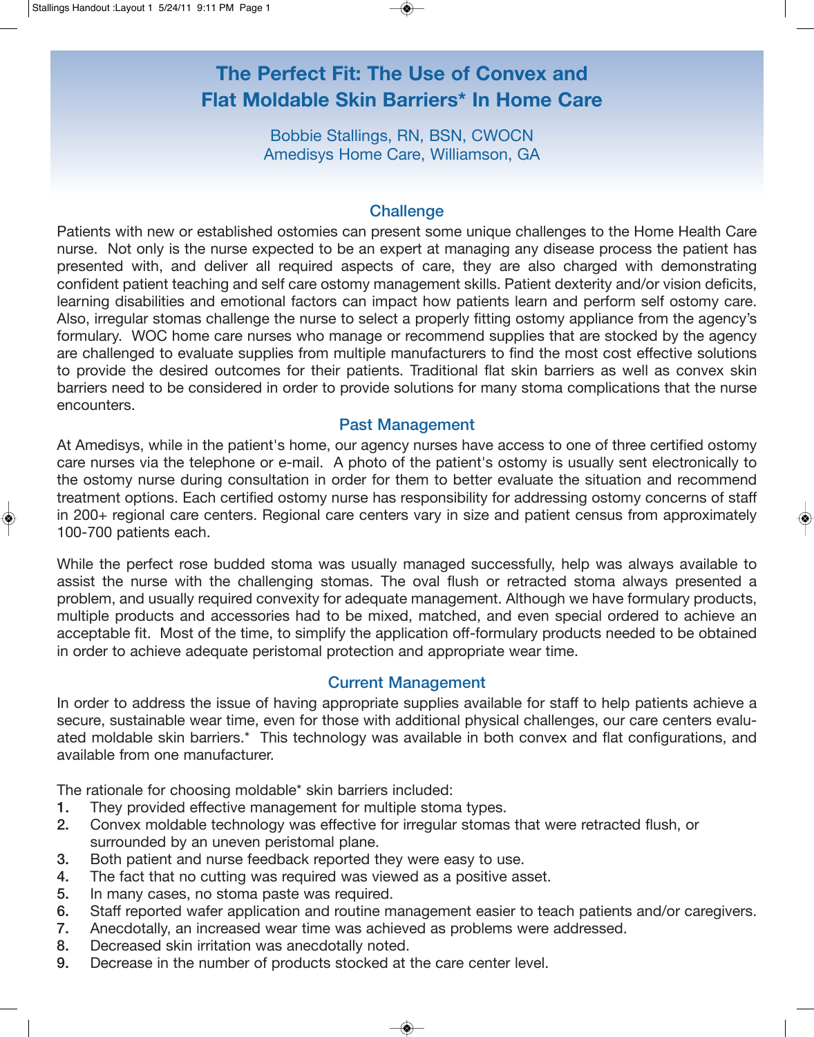# The Perfect Fit: The Use of Convex and Flat Moldable Skin Barriers* In Home Care

Bobbie Stallings, RN, BSN, CWOCN
Amedisys Home Care, Williamson, GA

## Challenge

Patients with new or established ostomies can present some unique challenges to the Home Health Care nurse. Not only is the nurse expected to be an expert at managing any disease process the patient has presented with, and deliver all required aspects of care, they are also charged with demonstrating confident patient teaching and self care ostomy management skills. Patient dexterity and/or vision deficits, learning disabilities and emotional factors can impact how patients learn and perform self ostomy care. Also, irregular stomas challenge the nurse to select a properly fitting ostomy appliance from the agency's formulary. WOC home care nurses who manage or recommend supplies that are stocked by the agency are challenged to evaluate supplies from multiple manufacturers to find the most cost effective solutions to provide the desired outcomes for their patients. Traditional flat skin barriers as well as convex skin barriers need to be considered in order to provide solutions for many stoma complications that the nurse encounters.

## Past Management

At Amedisys, while in the patient's home, our agency nurses have access to one of three certified ostomy care nurses via the telephone or e-mail. A photo of the patient's ostomy is usually sent electronically to the ostomy nurse during consultation in order for them to better evaluate the situation and recommend treatment options. Each certified ostomy nurse has responsibility for addressing ostomy concerns of staff in 200+ regional care centers. Regional care centers vary in size and patient census from approximately 100-700 patients each.

While the perfect rose budded stoma was usually managed successfully, help was always available to assist the nurse with the challenging stomas. The oval flush or retracted stoma always presented a problem, and usually required convexity for adequate management. Although we have formulary products, multiple products and accessories had to be mixed, matched, and even special ordered to achieve an acceptable fit. Most of the time, to simplify the application off-formulary products needed to be obtained in order to achieve adequate peristomal protection and appropriate wear time.

## Current Management

In order to address the issue of having appropriate supplies available for staff to help patients achieve a secure, sustainable wear time, even for those with additional physical challenges, our care centers evaluated moldable skin barriers.* This technology was available in both convex and flat configurations, and available from one manufacturer.

The rationale for choosing moldable* skin barriers included:

1. They provided effective management for multiple stoma types.
2. Convex moldable technology was effective for irregular stomas that were retracted flush, or surrounded by an uneven peristomal plane.
3. Both patient and nurse feedback reported they were easy to use.
4. The fact that no cutting was required was viewed as a positive asset.
5. In many cases, no stoma paste was required.
6. Staff reported wafer application and routine management easier to teach patients and/or caregivers.
7. Anecdotally, an increased wear time was achieved as problems were addressed.
8. Decreased skin irritation was anecdotally noted.
9. Decrease in the number of products stocked at the care center level.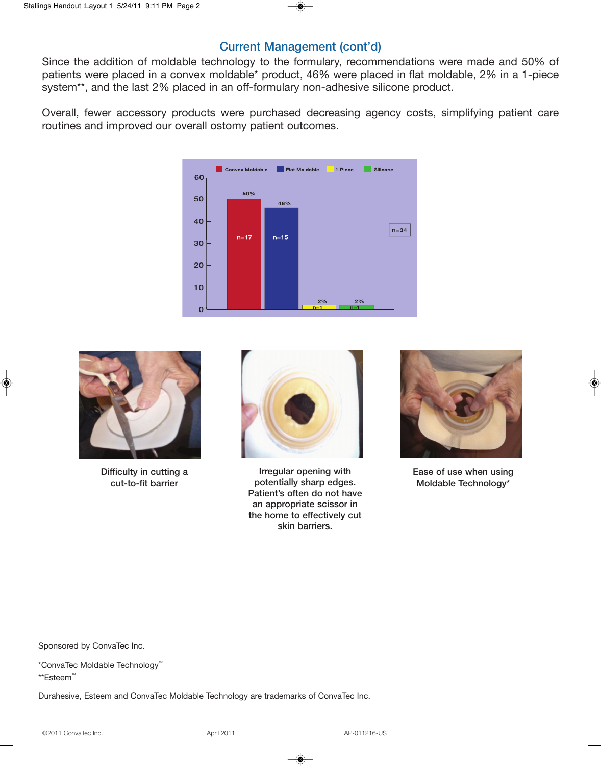## Current Management (cont'd)

Since the addition of moldable technology to the formulary, recommendations were made and 50% of patients were placed in a convex moldable* product, 46% were placed in flat moldable, 2% in a 1-piece system**, and the last 2% placed in an off-formulary non-adhesive silicone product.

Overall, fewer accessory products were purchased decreasing agency costs, simplifying patient care routines and improved our overall ostomy patient outcomes.

Convex Moldable
Flat Moldable
1 Piece
Silicone

60
50
40
30
20
10
0

50%
n=17
46%
n=15
2%
n=1
2%
n=1
n=34

Difficulty in cutting a cut-to-fit barrier

Irregular opening with potentially sharp edges. Patient's often do not have an appropriate scissor in the home to effectively cut skin barriers.

Ease of use when using Moldable Technology*

Sponsored by ConvaTec Inc.

*ConvaTec Moldable Technology™
**Esteem™

Durahesive, Esteem and ConvaTec Moldable Technology are trademarks of ConvaTec Inc.

©2011 ConvaTec Inc. April 2011 AP-011216-US